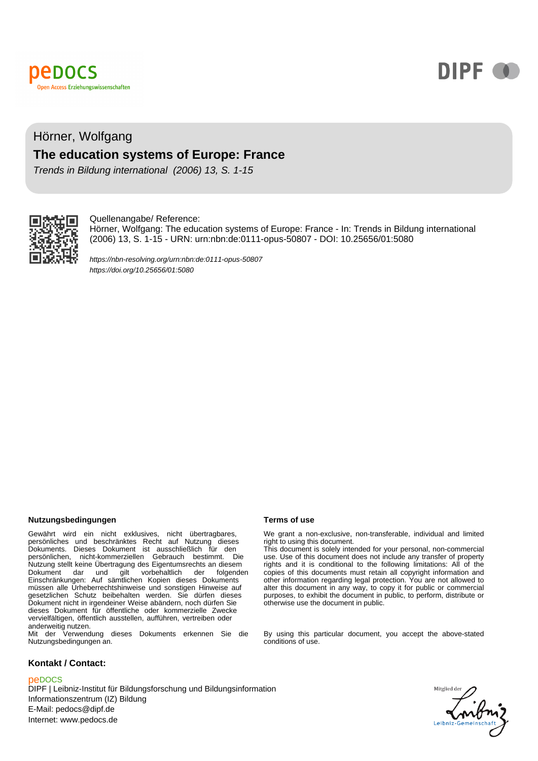Hörner, Wolfgang

# The education systems of Europe: France

*Trends in Bildung international (2006) 13, S. 1-15*

Quellenangabe/ Reference:
Hörner, Wolfgang: The education systems of Europe: France - In: Trends in Bildung international (2006) 13, S. 1-15 - URN: urn:nbn:de:0111-opus-50807 - DOI: 10.25656/01:5080

*https://nbn-resolving.org/urn:nbn:de:0111-opus-50807*
*https://doi.org/10.25656/01:5080*

**Nutzungsbedingungen**

Gewährt wird ein nicht exklusives, nicht übertragbares, persönliches und beschränktes Recht auf Nutzung dieses Dokuments. Dieses Dokument ist ausschließlich für den persönlichen, nicht-kommerziellen Gebrauch bestimmt. Die Nutzung stellt keine Übertragung des Eigentumsrechts an diesem Dokument dar und gilt vorbehaltlich der folgenden Einschränkungen: Auf sämtlichen Kopien dieses Dokuments müssen alle Urheberrechtshinweise und sonstigen Hinweise auf gesetzlichen Schutz beibehalten werden. Sie dürfen dieses Dokument nicht in irgendeiner Weise abändern, noch dürfen Sie dieses Dokument für öffentliche oder kommerzielle Zwecke vervielfältigen, öffentlich ausstellen, aufführen, vertreiben oder anderweitig nutzen.
Mit der Verwendung dieses Dokuments erkennen Sie die Nutzungsbedingungen an.

**Terms of use**

We grant a non-exclusive, non-transferable, individual and limited right to using this document.
This document is solely intended for your personal, non-commercial use. Use of this document does not include any transfer of property rights and it is conditional to the following limitations: All of the copies of this documents must retain all copyright information and other information regarding legal protection. You are not allowed to alter this document in any way, to copy it for public or commercial purposes, to exhibit the document in public, to perform, distribute or otherwise use the document in public.

By using this particular document, you accept the above-stated conditions of use.

**Kontakt / Contact:**

peDOCS
DIPF | Leibniz-Institut für Bildungsforschung und Bildungsinformation
Informationszentrum (IZ) Bildung
E-Mail: pedocs@dipf.de
Internet: www.pedocs.de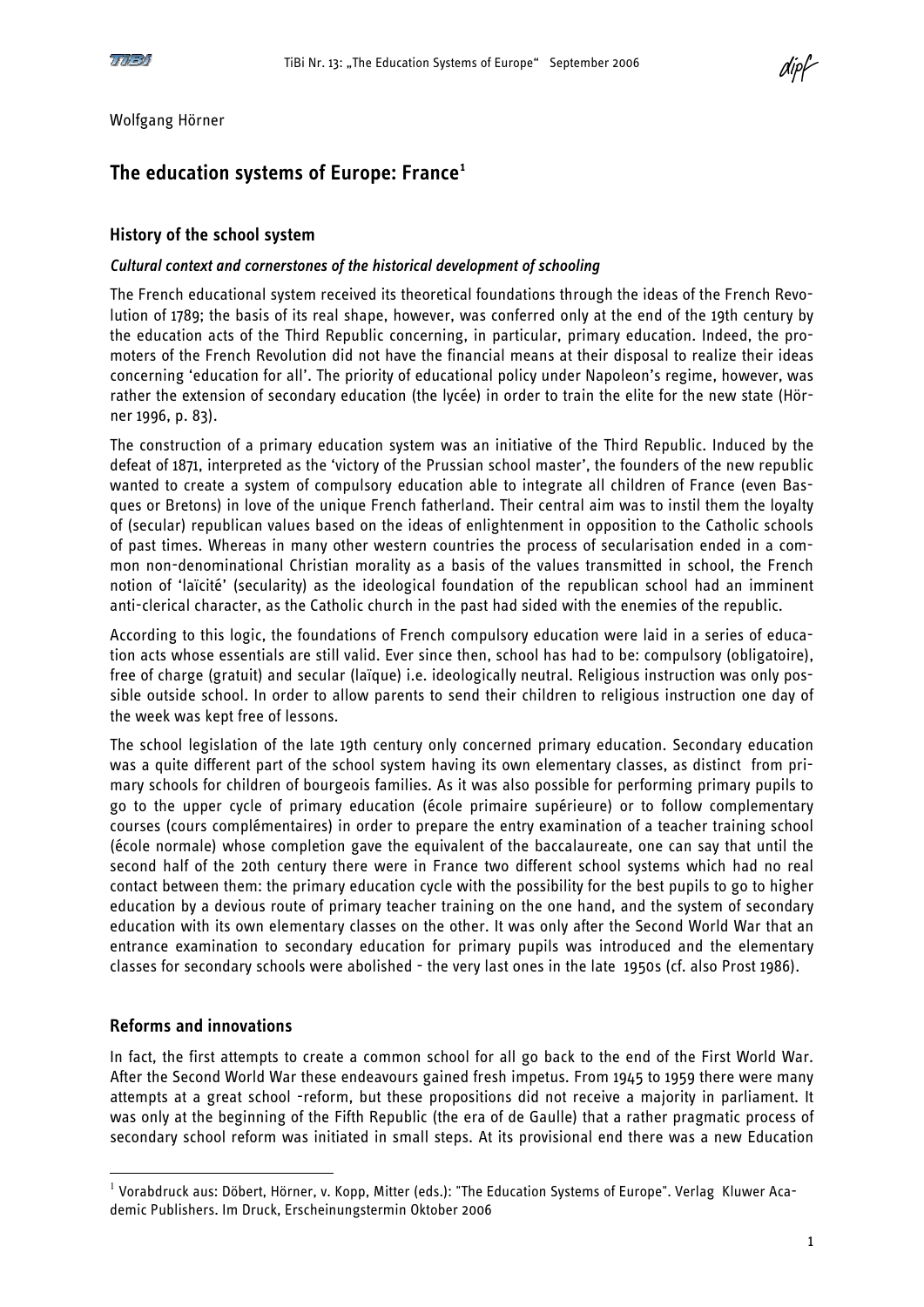Wolfgang Hörner

# The education systems of Europe: France[1]

## History of the school system

### *Cultural context and cornerstones of the historical development of schooling*

The French educational system received its theoretical foundations through the ideas of the French Revolution of 1789; the basis of its real shape, however, was conferred only at the end of the 19th century by the education acts of the Third Republic concerning, in particular, primary education. Indeed, the promoters of the French Revolution did not have the financial means at their disposal to realize their ideas concerning 'education for all'. The priority of educational policy under Napoleon's regime, however, was rather the extension of secondary education (the lycée) in order to train the elite for the new state (Hörner 1996, p. 83).

The construction of a primary education system was an initiative of the Third Republic. Induced by the defeat of 1871, interpreted as the 'victory of the Prussian school master', the founders of the new republic wanted to create a system of compulsory education able to integrate all children of France (even Basques or Bretons) in love of the unique French fatherland. Their central aim was to instil them the loyalty of (secular) republican values based on the ideas of enlightenment in opposition to the Catholic schools of past times. Whereas in many other western countries the process of secularisation ended in a common non-denominational Christian morality as a basis of the values transmitted in school, the French notion of 'laïcité' (secularity) as the ideological foundation of the republican school had an imminent anti-clerical character, as the Catholic church in the past had sided with the enemies of the republic.

According to this logic, the foundations of French compulsory education were laid in a series of education acts whose essentials are still valid. Ever since then, school has had to be: compulsory (obligatoire), free of charge (gratuit) and secular (laïque) i.e. ideologically neutral. Religious instruction was only possible outside school. In order to allow parents to send their children to religious instruction one day of the week was kept free of lessons.

The school legislation of the late 19th century only concerned primary education. Secondary education was a quite different part of the school system having its own elementary classes, as distinct from primary schools for children of bourgeois families. As it was also possible for performing primary pupils to go to the upper cycle of primary education (école primaire supérieure) or to follow complementary courses (cours complémentaires) in order to prepare the entry examination of a teacher training school (école normale) whose completion gave the equivalent of the baccalaureate, one can say that until the second half of the 20th century there were in France two different school systems which had no real contact between them: the primary education cycle with the possibility for the best pupils to go to higher education by a devious route of primary teacher training on the one hand, and the system of secondary education with its own elementary classes on the other. It was only after the Second World War that an entrance examination to secondary education for primary pupils was introduced and the elementary classes for secondary schools were abolished - the very last ones in the late 1950s (cf. also Prost 1986).

## Reforms and innovations

In fact, the first attempts to create a common school for all go back to the end of the First World War. After the Second World War these endeavours gained fresh impetus. From 1945 to 1959 there were many attempts at a great school -reform, but these propositions did not receive a majority in parliament. It was only at the beginning of the Fifth Republic (the era of de Gaulle) that a rather pragmatic process of secondary school reform was initiated in small steps. At its provisional end there was a new Education

---

[1] Vorabdruck aus: Döbert, Hörner, v. Kopp, Mitter (eds.): "The Education Systems of Europe". Verlag Kluwer Academic Publishers. Im Druck, Erscheinungstermin Oktober 2006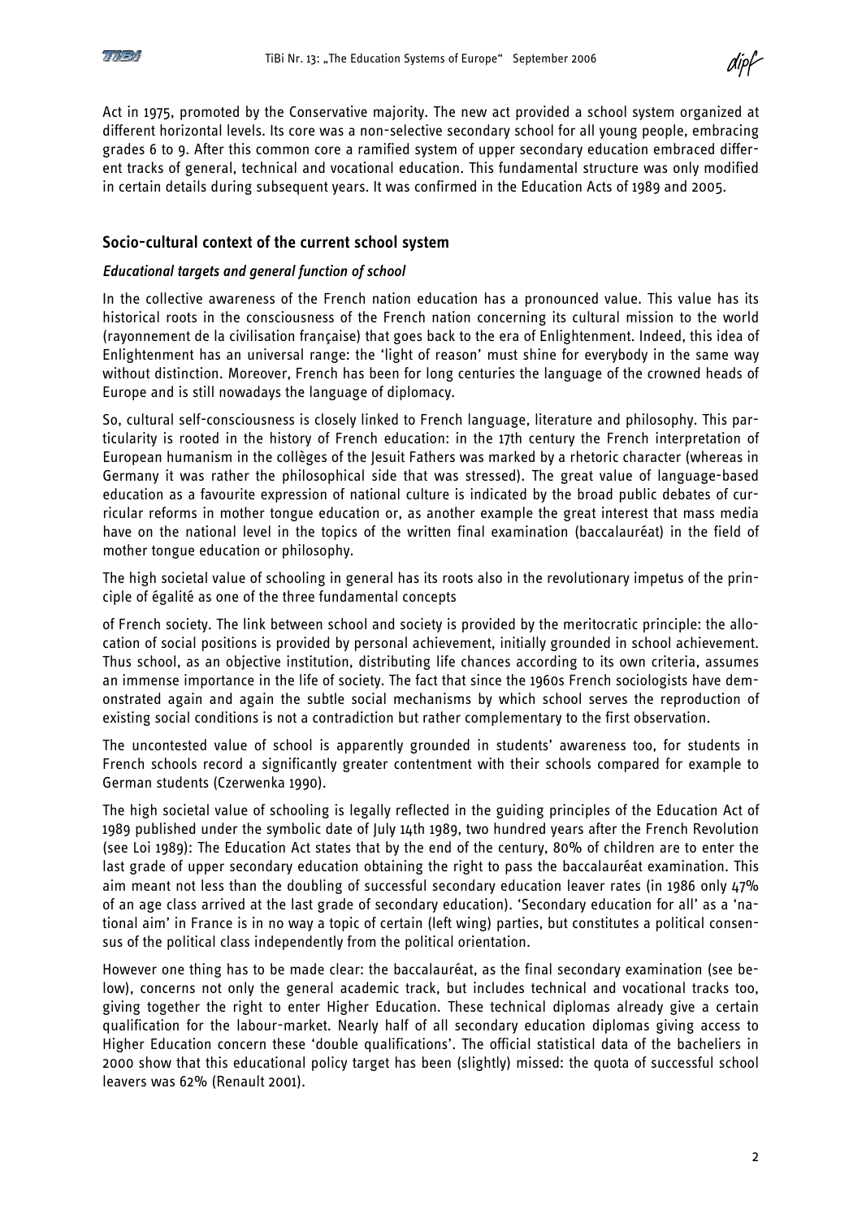Act in 1975, promoted by the Conservative majority. The new act provided a school system organized at different horizontal levels. Its core was a non-selective secondary school for all young people, embracing grades 6 to 9. After this common core a ramified system of upper secondary education embraced different tracks of general, technical and vocational education. This fundamental structure was only modified in certain details during subsequent years. It was confirmed in the Education Acts of 1989 and 2005.

## Socio-cultural context of the current school system

### *Educational targets and general function of school*

In the collective awareness of the French nation education has a pronounced value. This value has its historical roots in the consciousness of the French nation concerning its cultural mission to the world (rayonnement de la civilisation française) that goes back to the era of Enlightenment. Indeed, this idea of Enlightenment has an universal range: the 'light of reason' must shine for everybody in the same way without distinction. Moreover, French has been for long centuries the language of the crowned heads of Europe and is still nowadays the language of diplomacy.

So, cultural self-consciousness is closely linked to French language, literature and philosophy. This particularity is rooted in the history of French education: in the 17th century the French interpretation of European humanism in the collèges of the Jesuit Fathers was marked by a rhetoric character (whereas in Germany it was rather the philosophical side that was stressed). The great value of language-based education as a favourite expression of national culture is indicated by the broad public debates of curricular reforms in mother tongue education or, as another example the great interest that mass media have on the national level in the topics of the written final examination (baccalauréat) in the field of mother tongue education or philosophy.

The high societal value of schooling in general has its roots also in the revolutionary impetus of the principle of égalité as one of the three fundamental concepts

of French society. The link between school and society is provided by the meritocratic principle: the allocation of social positions is provided by personal achievement, initially grounded in school achievement. Thus school, as an objective institution, distributing life chances according to its own criteria, assumes an immense importance in the life of society. The fact that since the 1960s French sociologists have demonstrated again and again the subtle social mechanisms by which school serves the reproduction of existing social conditions is not a contradiction but rather complementary to the first observation.

The uncontested value of school is apparently grounded in students' awareness too, for students in French schools record a significantly greater contentment with their schools compared for example to German students (Czerwenka 1990).

The high societal value of schooling is legally reflected in the guiding principles of the Education Act of 1989 published under the symbolic date of July 14th 1989, two hundred years after the French Revolution (see Loi 1989): The Education Act states that by the end of the century, 80% of children are to enter the last grade of upper secondary education obtaining the right to pass the baccalauréat examination. This aim meant not less than the doubling of successful secondary education leaver rates (in 1986 only 47% of an age class arrived at the last grade of secondary education). 'Secondary education for all' as a 'national aim' in France is in no way a topic of certain (left wing) parties, but constitutes a political consensus of the political class independently from the political orientation.

However one thing has to be made clear: the baccalauréat, as the final secondary examination (see below), concerns not only the general academic track, but includes technical and vocational tracks too, giving together the right to enter Higher Education. These technical diplomas already give a certain qualification for the labour-market. Nearly half of all secondary education diplomas giving access to Higher Education concern these 'double qualifications'. The official statistical data of the bacheliers in 2000 show that this educational policy target has been (slightly) missed: the quota of successful school leavers was 62% (Renault 2001).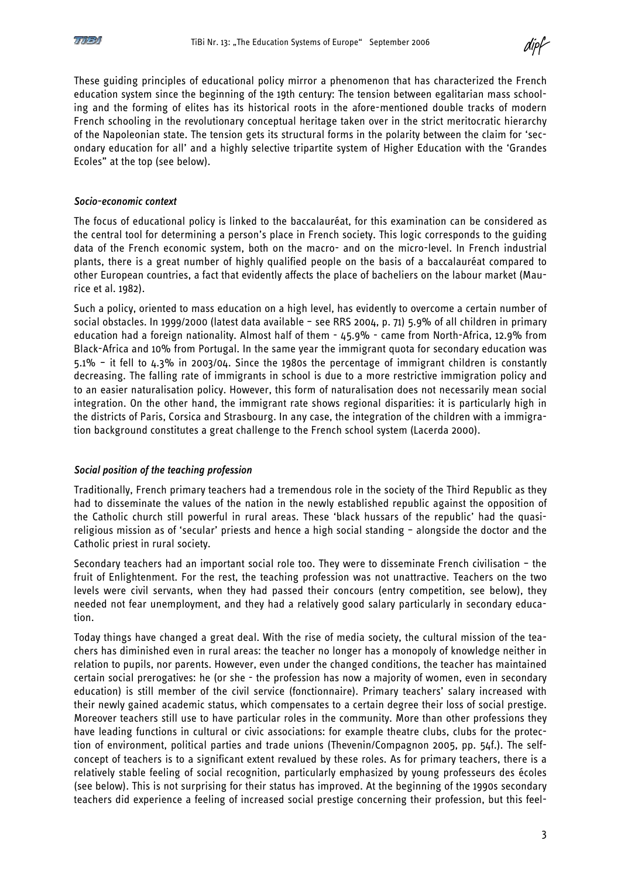These guiding principles of educational policy mirror a phenomenon that has characterized the French education system since the beginning of the 19th century: The tension between egalitarian mass schooling and the forming of elites has its historical roots in the afore-mentioned double tracks of modern French schooling in the revolutionary conceptual heritage taken over in the strict meritocratic hierarchy of the Napoleonian state. The tension gets its structural forms in the polarity between the claim for 'secondary education for all' and a highly selective tripartite system of Higher Education with the 'Grandes Ecoles" at the top (see below).

### *Socio-economic context*

The focus of educational policy is linked to the baccalauréat, for this examination can be considered as the central tool for determining a person's place in French society. This logic corresponds to the guiding data of the French economic system, both on the macro- and on the micro-level. In French industrial plants, there is a great number of highly qualified people on the basis of a baccalauréat compared to other European countries, a fact that evidently affects the place of bacheliers on the labour market (Maurice et al. 1982).

Such a policy, oriented to mass education on a high level, has evidently to overcome a certain number of social obstacles. In 1999/2000 (latest data available – see RRS 2004, p. 71) 5.9% of all children in primary education had a foreign nationality. Almost half of them - 45.9% - came from North-Africa, 12.9% from Black-Africa and 10% from Portugal. In the same year the immigrant quota for secondary education was 5.1% – it fell to 4.3% in 2003/04. Since the 1980s the percentage of immigrant children is constantly decreasing. The falling rate of immigrants in school is due to a more restrictive immigration policy and to an easier naturalisation policy. However, this form of naturalisation does not necessarily mean social integration. On the other hand, the immigrant rate shows regional disparities: it is particularly high in the districts of Paris, Corsica and Strasbourg. In any case, the integration of the children with a immigration background constitutes a great challenge to the French school system (Lacerda 2000).

### *Social position of the teaching profession*

Traditionally, French primary teachers had a tremendous role in the society of the Third Republic as they had to disseminate the values of the nation in the newly established republic against the opposition of the Catholic church still powerful in rural areas. These 'black hussars of the republic' had the quasi-religious mission as of 'secular' priests and hence a high social standing – alongside the doctor and the Catholic priest in rural society.

Secondary teachers had an important social role too. They were to disseminate French civilisation – the fruit of Enlightenment. For the rest, the teaching profession was not unattractive. Teachers on the two levels were civil servants, when they had passed their concours (entry competition, see below), they needed not fear unemployment, and they had a relatively good salary particularly in secondary education.

Today things have changed a great deal. With the rise of media society, the cultural mission of the teachers has diminished even in rural areas: the teacher no longer has a monopoly of knowledge neither in relation to pupils, nor parents. However, even under the changed conditions, the teacher has maintained certain social prerogatives: he (or she - the profession has now a majority of women, even in secondary education) is still member of the civil service (fonctionnaire). Primary teachers' salary increased with their newly gained academic status, which compensates to a certain degree their loss of social prestige. Moreover teachers still use to have particular roles in the community. More than other professions they have leading functions in cultural or civic associations: for example theatre clubs, clubs for the protection of environment, political parties and trade unions (Thevenin/Compagnon 2005, pp. 54f.). The self-concept of teachers is to a significant extent revalued by these roles. As for primary teachers, there is a relatively stable feeling of social recognition, particularly emphasized by young professeurs des écoles (see below). This is not surprising for their status has improved. At the beginning of the 1990s secondary teachers did experience a feeling of increased social prestige concerning their profession, but this feel-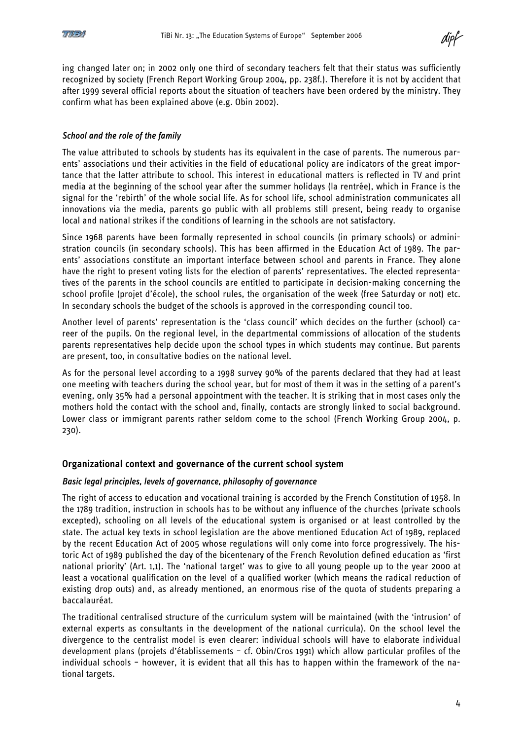ing changed later on; in 2002 only one third of secondary teachers felt that their status was sufficiently recognized by society (French Report Working Group 2004, pp. 238f.). Therefore it is not by accident that after 1999 several official reports about the situation of teachers have been ordered by the ministry. They confirm what has been explained above (e.g. Obin 2002).

### *School and the role of the family*

The value attributed to schools by students has its equivalent in the case of parents. The numerous parents' associations und their activities in the field of educational policy are indicators of the great importance that the latter attribute to school. This interest in educational matters is reflected in TV and print media at the beginning of the school year after the summer holidays (la rentrée), which in France is the signal for the 'rebirth' of the whole social life. As for school life, school administration communicates all innovations via the media, parents go public with all problems still present, being ready to organise local and national strikes if the conditions of learning in the schools are not satisfactory.

Since 1968 parents have been formally represented in school councils (in primary schools) or administration councils (in secondary schools). This has been affirmed in the Education Act of 1989. The parents' associations constitute an important interface between school and parents in France. They alone have the right to present voting lists for the election of parents' representatives. The elected representatives of the parents in the school councils are entitled to participate in decision-making concerning the school profile (projet d'école), the school rules, the organisation of the week (free Saturday or not) etc. In secondary schools the budget of the schools is approved in the corresponding council too.

Another level of parents' representation is the 'class council' which decides on the further (school) career of the pupils. On the regional level, in the departmental commissions of allocation of the students parents representatives help decide upon the school types in which students may continue. But parents are present, too, in consultative bodies on the national level.

As for the personal level according to a 1998 survey 90% of the parents declared that they had at least one meeting with teachers during the school year, but for most of them it was in the setting of a parent's evening, only 35% had a personal appointment with the teacher. It is striking that in most cases only the mothers hold the contact with the school and, finally, contacts are strongly linked to social background. Lower class or immigrant parents rather seldom come to the school (French Working Group 2004, p. 230).

## Organizational context and governance of the current school system

### *Basic legal principles, levels of governance, philosophy of governance*

The right of access to education and vocational training is accorded by the French Constitution of 1958. In the 1789 tradition, instruction in schools has to be without any influence of the churches (private schools excepted), schooling on all levels of the educational system is organised or at least controlled by the state. The actual key texts in school legislation are the above mentioned Education Act of 1989, replaced by the recent Education Act of 2005 whose regulations will only come into force progressively. The historic Act of 1989 published the day of the bicentenary of the French Revolution defined education as 'first national priority' (Art. 1,1). The 'national target' was to give to all young people up to the year 2000 at least a vocational qualification on the level of a qualified worker (which means the radical reduction of existing drop outs) and, as already mentioned, an enormous rise of the quota of students preparing a baccalauréat.

The traditional centralised structure of the curriculum system will be maintained (with the 'intrusion' of external experts as consultants in the development of the national curricula). On the school level the divergence to the centralist model is even clearer: individual schools will have to elaborate individual development plans (projets d'établissements – cf. Obin/Cros 1991) which allow particular profiles of the individual schools – however, it is evident that all this has to happen within the framework of the national targets.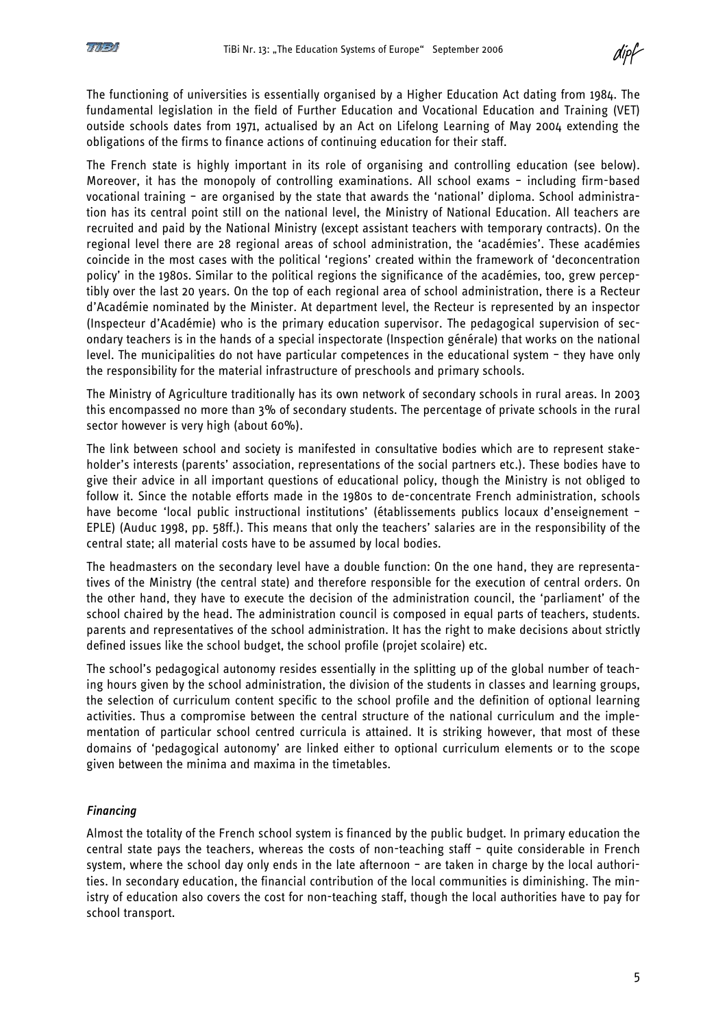The functioning of universities is essentially organised by a Higher Education Act dating from 1984. The fundamental legislation in the field of Further Education and Vocational Education and Training (VET) outside schools dates from 1971, actualised by an Act on Lifelong Learning of May 2004 extending the obligations of the firms to finance actions of continuing education for their staff.

The French state is highly important in its role of organising and controlling education (see below). Moreover, it has the monopoly of controlling examinations. All school exams – including firm-based vocational training – are organised by the state that awards the 'national' diploma. School administration has its central point still on the national level, the Ministry of National Education. All teachers are recruited and paid by the National Ministry (except assistant teachers with temporary contracts). On the regional level there are 28 regional areas of school administration, the 'académies'. These académies coincide in the most cases with the political 'regions' created within the framework of 'deconcentration policy' in the 1980s. Similar to the political regions the significance of the académies, too, grew perceptibly over the last 20 years. On the top of each regional area of school administration, there is a Recteur d'Académie nominated by the Minister. At department level, the Recteur is represented by an inspector (Inspecteur d'Académie) who is the primary education supervisor. The pedagogical supervision of secondary teachers is in the hands of a special inspectorate (Inspection générale) that works on the national level. The municipalities do not have particular competences in the educational system – they have only the responsibility for the material infrastructure of preschools and primary schools.

The Ministry of Agriculture traditionally has its own network of secondary schools in rural areas. In 2003 this encompassed no more than 3% of secondary students. The percentage of private schools in the rural sector however is very high (about 60%).

The link between school and society is manifested in consultative bodies which are to represent stakeholder's interests (parents' association, representations of the social partners etc.). These bodies have to give their advice in all important questions of educational policy, though the Ministry is not obliged to follow it. Since the notable efforts made in the 1980s to de-concentrate French administration, schools have become 'local public instructional institutions' (établissements publics locaux d'enseignement – EPLE) (Auduc 1998, pp. 58ff.). This means that only the teachers' salaries are in the responsibility of the central state; all material costs have to be assumed by local bodies.

The headmasters on the secondary level have a double function: On the one hand, they are representatives of the Ministry (the central state) and therefore responsible for the execution of central orders. On the other hand, they have to execute the decision of the administration council, the 'parliament' of the school chaired by the head. The administration council is composed in equal parts of teachers, students. parents and representatives of the school administration. It has the right to make decisions about strictly defined issues like the school budget, the school profile (projet scolaire) etc.

The school's pedagogical autonomy resides essentially in the splitting up of the global number of teaching hours given by the school administration, the division of the students in classes and learning groups, the selection of curriculum content specific to the school profile and the definition of optional learning activities. Thus a compromise between the central structure of the national curriculum and the implementation of particular school centred curricula is attained. It is striking however, that most of these domains of 'pedagogical autonomy' are linked either to optional curriculum elements or to the scope given between the minima and maxima in the timetables.

### *Financing*

Almost the totality of the French school system is financed by the public budget. In primary education the central state pays the teachers, whereas the costs of non-teaching staff – quite considerable in French system, where the school day only ends in the late afternoon – are taken in charge by the local authorities. In secondary education, the financial contribution of the local communities is diminishing. The ministry of education also covers the cost for non-teaching staff, though the local authorities have to pay for school transport.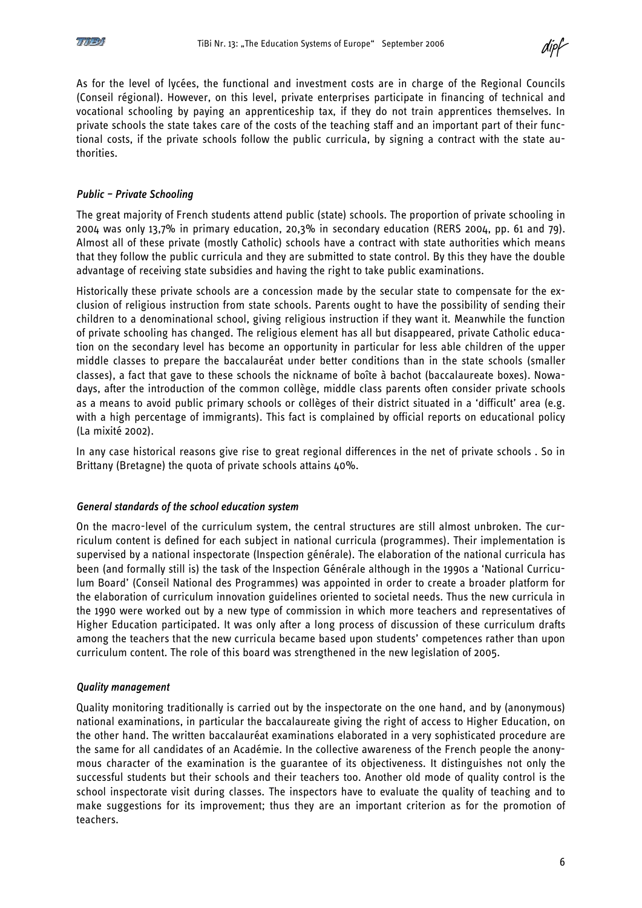As for the level of lycées, the functional and investment costs are in charge of the Regional Councils (Conseil régional). However, on this level, private enterprises participate in financing of technical and vocational schooling by paying an apprenticeship tax, if they do not train apprentices themselves. In private schools the state takes care of the costs of the teaching staff and an important part of their functional costs, if the private schools follow the public curricula, by signing a contract with the state authorities.

### *Public – Private Schooling*

The great majority of French students attend public (state) schools. The proportion of private schooling in 2004 was only 13,7% in primary education, 20,3% in secondary education (RERS 2004, pp. 61 and 79). Almost all of these private (mostly Catholic) schools have a contract with state authorities which means that they follow the public curricula and they are submitted to state control. By this they have the double advantage of receiving state subsidies and having the right to take public examinations.

Historically these private schools are a concession made by the secular state to compensate for the exclusion of religious instruction from state schools. Parents ought to have the possibility of sending their children to a denominational school, giving religious instruction if they want it. Meanwhile the function of private schooling has changed. The religious element has all but disappeared, private Catholic education on the secondary level has become an opportunity in particular for less able children of the upper middle classes to prepare the baccalauréat under better conditions than in the state schools (smaller classes), a fact that gave to these schools the nickname of boîte à bachot (baccalaureate boxes). Nowadays, after the introduction of the common collège, middle class parents often consider private schools as a means to avoid public primary schools or collèges of their district situated in a 'difficult' area (e.g. with a high percentage of immigrants). This fact is complained by official reports on educational policy (La mixité 2002).

In any case historical reasons give rise to great regional differences in the net of private schools . So in Brittany (Bretagne) the quota of private schools attains 40%.

### *General standards of the school education system*

On the macro-level of the curriculum system, the central structures are still almost unbroken. The curriculum content is defined for each subject in national curricula (programmes). Their implementation is supervised by a national inspectorate (Inspection générale). The elaboration of the national curricula has been (and formally still is) the task of the Inspection Générale although in the 1990s a 'National Curriculum Board' (Conseil National des Programmes) was appointed in order to create a broader platform for the elaboration of curriculum innovation guidelines oriented to societal needs. Thus the new curricula in the 1990 were worked out by a new type of commission in which more teachers and representatives of Higher Education participated. It was only after a long process of discussion of these curriculum drafts among the teachers that the new curricula became based upon students' competences rather than upon curriculum content. The role of this board was strengthened in the new legislation of 2005.

### *Quality management*

Quality monitoring traditionally is carried out by the inspectorate on the one hand, and by (anonymous) national examinations, in particular the baccalaureate giving the right of access to Higher Education, on the other hand. The written baccalauréat examinations elaborated in a very sophisticated procedure are the same for all candidates of an Académie. In the collective awareness of the French people the anonymous character of the examination is the guarantee of its objectiveness. It distinguishes not only the successful students but their schools and their teachers too. Another old mode of quality control is the school inspectorate visit during classes. The inspectors have to evaluate the quality of teaching and to make suggestions for its improvement; thus they are an important criterion as for the promotion of teachers.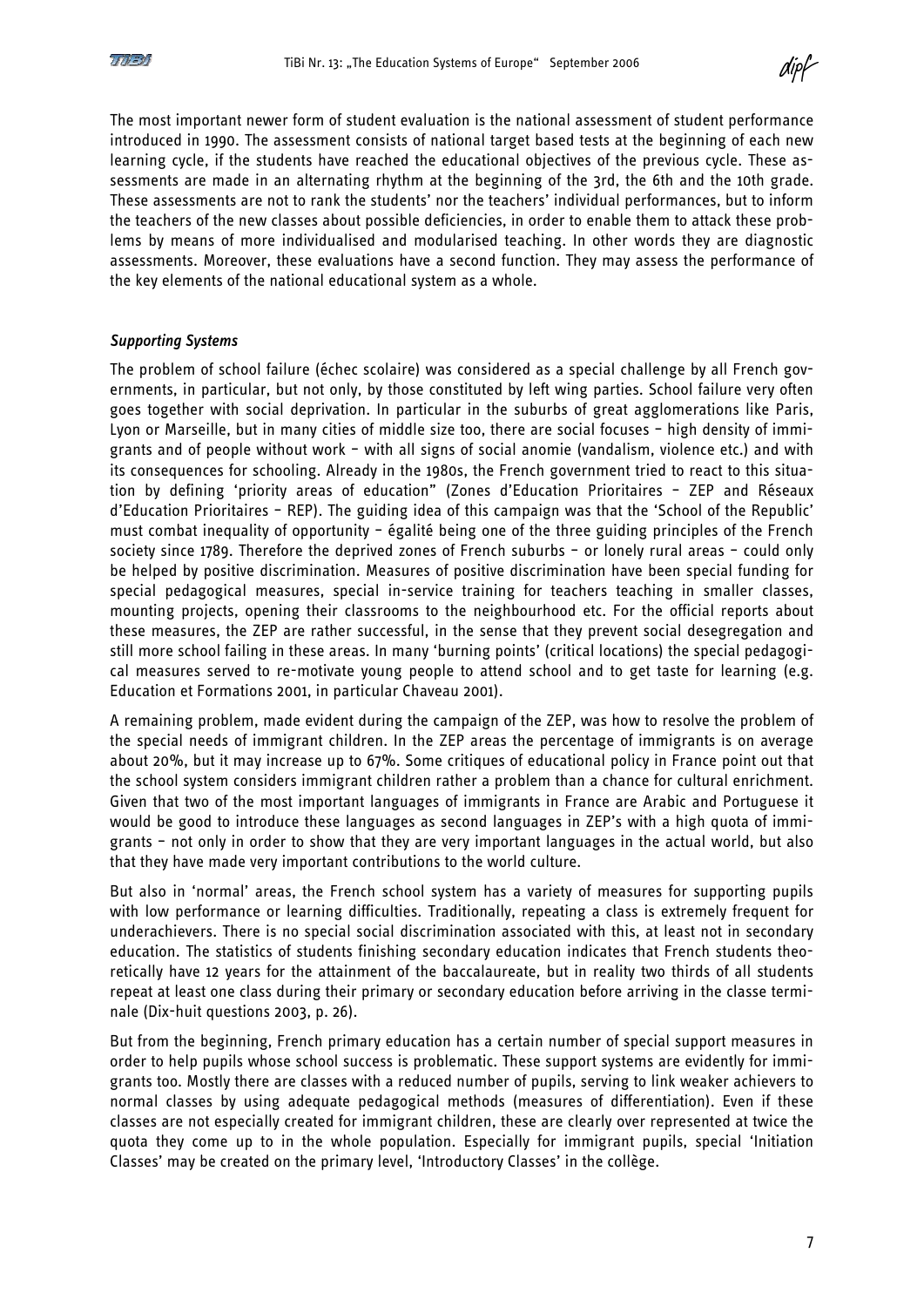The most important newer form of student evaluation is the national assessment of student performance introduced in 1990. The assessment consists of national target based tests at the beginning of each new learning cycle, if the students have reached the educational objectives of the previous cycle. These assessments are made in an alternating rhythm at the beginning of the 3rd, the 6th and the 10th grade. These assessments are not to rank the students' nor the teachers' individual performances, but to inform the teachers of the new classes about possible deficiencies, in order to enable them to attack these problems by means of more individualised and modularised teaching. In other words they are diagnostic assessments. Moreover, these evaluations have a second function. They may assess the performance of the key elements of the national educational system as a whole.

### *Supporting Systems*

The problem of school failure (échec scolaire) was considered as a special challenge by all French governments, in particular, but not only, by those constituted by left wing parties. School failure very often goes together with social deprivation. In particular in the suburbs of great agglomerations like Paris, Lyon or Marseille, but in many cities of middle size too, there are social focuses – high density of immigrants and of people without work – with all signs of social anomie (vandalism, violence etc.) and with its consequences for schooling. Already in the 1980s, the French government tried to react to this situation by defining 'priority areas of education" (Zones d'Education Prioritaires – ZEP and Réseaux d'Education Prioritaires – REP). The guiding idea of this campaign was that the 'School of the Republic' must combat inequality of opportunity – égalité being one of the three guiding principles of the French society since 1789. Therefore the deprived zones of French suburbs – or lonely rural areas – could only be helped by positive discrimination. Measures of positive discrimination have been special funding for special pedagogical measures, special in-service training for teachers teaching in smaller classes, mounting projects, opening their classrooms to the neighbourhood etc. For the official reports about these measures, the ZEP are rather successful, in the sense that they prevent social desegregation and still more school failing in these areas. In many 'burning points' (critical locations) the special pedagogical measures served to re-motivate young people to attend school and to get taste for learning (e.g. Education et Formations 2001, in particular Chaveau 2001).

A remaining problem, made evident during the campaign of the ZEP, was how to resolve the problem of the special needs of immigrant children. In the ZEP areas the percentage of immigrants is on average about 20%, but it may increase up to 67%. Some critiques of educational policy in France point out that the school system considers immigrant children rather a problem than a chance for cultural enrichment. Given that two of the most important languages of immigrants in France are Arabic and Portuguese it would be good to introduce these languages as second languages in ZEP's with a high quota of immigrants – not only in order to show that they are very important languages in the actual world, but also that they have made very important contributions to the world culture.

But also in 'normal' areas, the French school system has a variety of measures for supporting pupils with low performance or learning difficulties. Traditionally, repeating a class is extremely frequent for underachievers. There is no special social discrimination associated with this, at least not in secondary education. The statistics of students finishing secondary education indicates that French students theoretically have 12 years for the attainment of the baccalaureate, but in reality two thirds of all students repeat at least one class during their primary or secondary education before arriving in the classe terminale (Dix-huit questions 2003, p. 26).

But from the beginning, French primary education has a certain number of special support measures in order to help pupils whose school success is problematic. These support systems are evidently for immigrants too. Mostly there are classes with a reduced number of pupils, serving to link weaker achievers to normal classes by using adequate pedagogical methods (measures of differentiation). Even if these classes are not especially created for immigrant children, these are clearly over represented at twice the quota they come up to in the whole population. Especially for immigrant pupils, special 'Initiation Classes' may be created on the primary level, 'Introductory Classes' in the collège.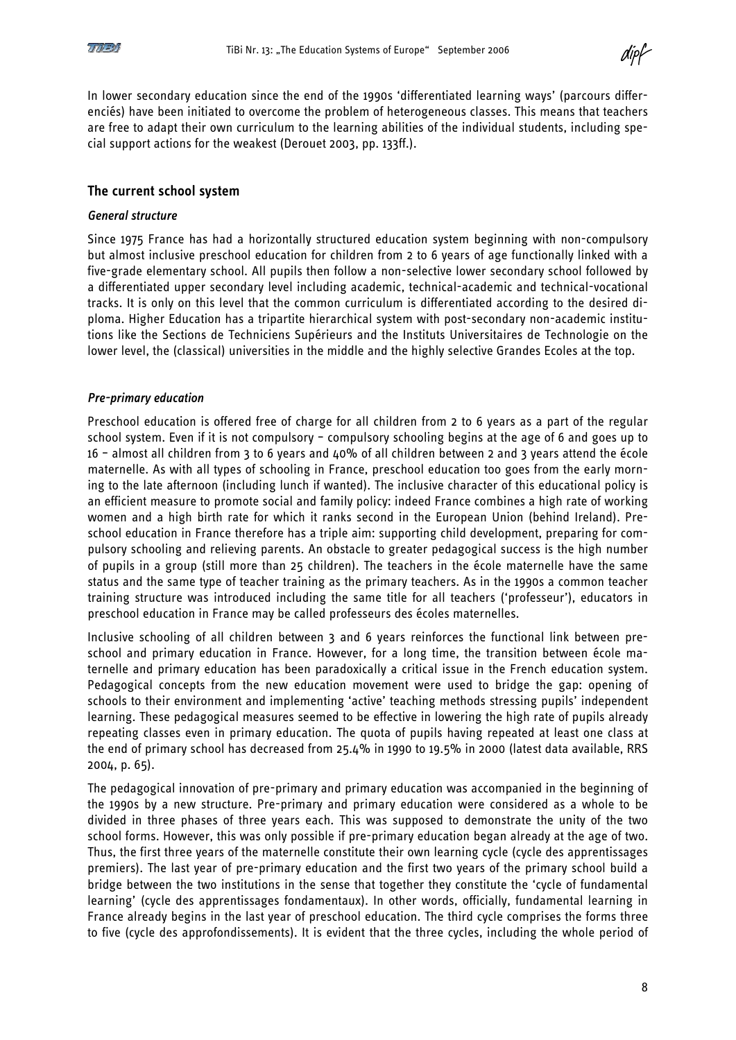In lower secondary education since the end of the 1990s 'differentiated learning ways' (parcours différenciés) have been initiated to overcome the problem of heterogeneous classes. This means that teachers are free to adapt their own curriculum to the learning abilities of the individual students, including special support actions for the weakest (Derouet 2003, pp. 133ff.).

## The current school system

### *General structure*

Since 1975 France has had a horizontally structured education system beginning with non-compulsory but almost inclusive preschool education for children from 2 to 6 years of age functionally linked with a five-grade elementary school. All pupils then follow a non-selective lower secondary school followed by a differentiated upper secondary level including academic, technical-academic and technical-vocational tracks. It is only on this level that the common curriculum is differentiated according to the desired diploma. Higher Education has a tripartite hierarchical system with post-secondary non-academic institutions like the Sections de Techniciens Supérieurs and the Instituts Universitaires de Technologie on the lower level, the (classical) universities in the middle and the highly selective Grandes Ecoles at the top.

### *Pre-primary education*

Preschool education is offered free of charge for all children from 2 to 6 years as a part of the regular school system. Even if it is not compulsory – compulsory schooling begins at the age of 6 and goes up to 16 – almost all children from 3 to 6 years and 40% of all children between 2 and 3 years attend the école maternelle. As with all types of schooling in France, preschool education too goes from the early morning to the late afternoon (including lunch if wanted). The inclusive character of this educational policy is an efficient measure to promote social and family policy: indeed France combines a high rate of working women and a high birth rate for which it ranks second in the European Union (behind Ireland). Preschool education in France therefore has a triple aim: supporting child development, preparing for compulsory schooling and relieving parents. An obstacle to greater pedagogical success is the high number of pupils in a group (still more than 25 children). The teachers in the école maternelle have the same status and the same type of teacher training as the primary teachers. As in the 1990s a common teacher training structure was introduced including the same title for all teachers ('professeur'), educators in preschool education in France may be called professeurs des écoles maternelles.

Inclusive schooling of all children between 3 and 6 years reinforces the functional link between preschool and primary education in France. However, for a long time, the transition between école maternelle and primary education has been paradoxically a critical issue in the French education system. Pedagogical concepts from the new education movement were used to bridge the gap: opening of schools to their environment and implementing 'active' teaching methods stressing pupils' independent learning. These pedagogical measures seemed to be effective in lowering the high rate of pupils already repeating classes even in primary education. The quota of pupils having repeated at least one class at the end of primary school has decreased from 25.4% in 1990 to 19.5% in 2000 (latest data available, RRS 2004, p. 65).

The pedagogical innovation of pre-primary and primary education was accompanied in the beginning of the 1990s by a new structure. Pre-primary and primary education were considered as a whole to be divided in three phases of three years each. This was supposed to demonstrate the unity of the two school forms. However, this was only possible if pre-primary education began already at the age of two. Thus, the first three years of the maternelle constitute their own learning cycle (cycle des apprentissages premiers). The last year of pre-primary education and the first two years of the primary school build a bridge between the two institutions in the sense that together they constitute the 'cycle of fundamental learning' (cycle des apprentissages fondamentaux). In other words, officially, fundamental learning in France already begins in the last year of preschool education. The third cycle comprises the forms three to five (cycle des approfondissements). It is evident that the three cycles, including the whole period of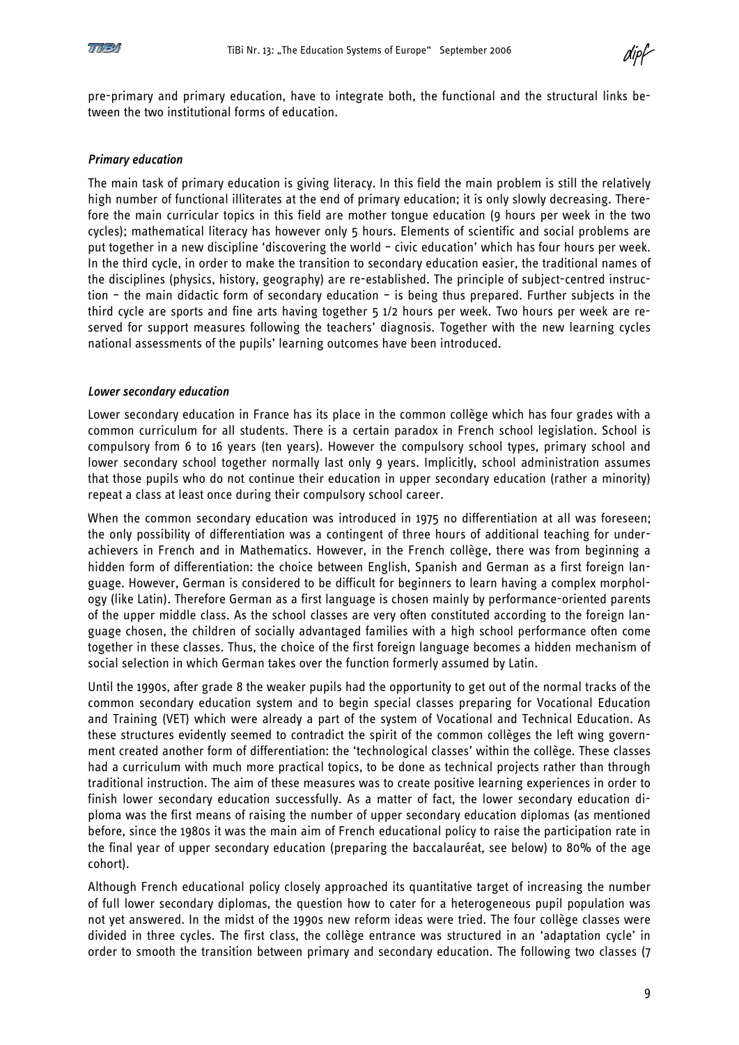pre-primary and primary education, have to integrate both, the functional and the structural links between the two institutional forms of education.

### *Primary education*

The main task of primary education is giving literacy. In this field the main problem is still the relatively high number of functional illiterates at the end of primary education; it is only slowly decreasing. Therefore the main curricular topics in this field are mother tongue education (9 hours per week in the two cycles); mathematical literacy has however only 5 hours. Elements of scientific and social problems are put together in a new discipline 'discovering the world – civic education' which has four hours per week. In the third cycle, in order to make the transition to secondary education easier, the traditional names of the disciplines (physics, history, geography) are re-established. The principle of subject-centred instruction – the main didactic form of secondary education – is being thus prepared. Further subjects in the third cycle are sports and fine arts having together 5 1/2 hours per week. Two hours per week are reserved for support measures following the teachers' diagnosis. Together with the new learning cycles national assessments of the pupils' learning outcomes have been introduced.

### *Lower secondary education*

Lower secondary education in France has its place in the common collège which has four grades with a common curriculum for all students. There is a certain paradox in French school legislation. School is compulsory from 6 to 16 years (ten years). However the compulsory school types, primary school and lower secondary school together normally last only 9 years. Implicitly, school administration assumes that those pupils who do not continue their education in upper secondary education (rather a minority) repeat a class at least once during their compulsory school career.

When the common secondary education was introduced in 1975 no differentiation at all was foreseen; the only possibility of differentiation was a contingent of three hours of additional teaching for underachievers in French and in Mathematics. However, in the French collège, there was from beginning a hidden form of differentiation: the choice between English, Spanish and German as a first foreign language. However, German is considered to be difficult for beginners to learn having a complex morphology (like Latin). Therefore German as a first language is chosen mainly by performance-oriented parents of the upper middle class. As the school classes are very often constituted according to the foreign language chosen, the children of socially advantaged families with a high school performance often come together in these classes. Thus, the choice of the first foreign language becomes a hidden mechanism of social selection in which German takes over the function formerly assumed by Latin.

Until the 1990s, after grade 8 the weaker pupils had the opportunity to get out of the normal tracks of the common secondary education system and to begin special classes preparing for Vocational Education and Training (VET) which were already a part of the system of Vocational and Technical Education. As these structures evidently seemed to contradict the spirit of the common collèges the left wing government created another form of differentiation: the 'technological classes' within the collège. These classes had a curriculum with much more practical topics, to be done as technical projects rather than through traditional instruction. The aim of these measures was to create positive learning experiences in order to finish lower secondary education successfully. As a matter of fact, the lower secondary education diploma was the first means of raising the number of upper secondary education diplomas (as mentioned before, since the 1980s it was the main aim of French educational policy to raise the participation rate in the final year of upper secondary education (preparing the baccalauréat, see below) to 80% of the age cohort).

Although French educational policy closely approached its quantitative target of increasing the number of full lower secondary diplomas, the question how to cater for a heterogeneous pupil population was not yet answered. In the midst of the 1990s new reform ideas were tried. The four collège classes were divided in three cycles. The first class, the collège entrance was structured in an 'adaptation cycle' in order to smooth the transition between primary and secondary education. The following two classes (7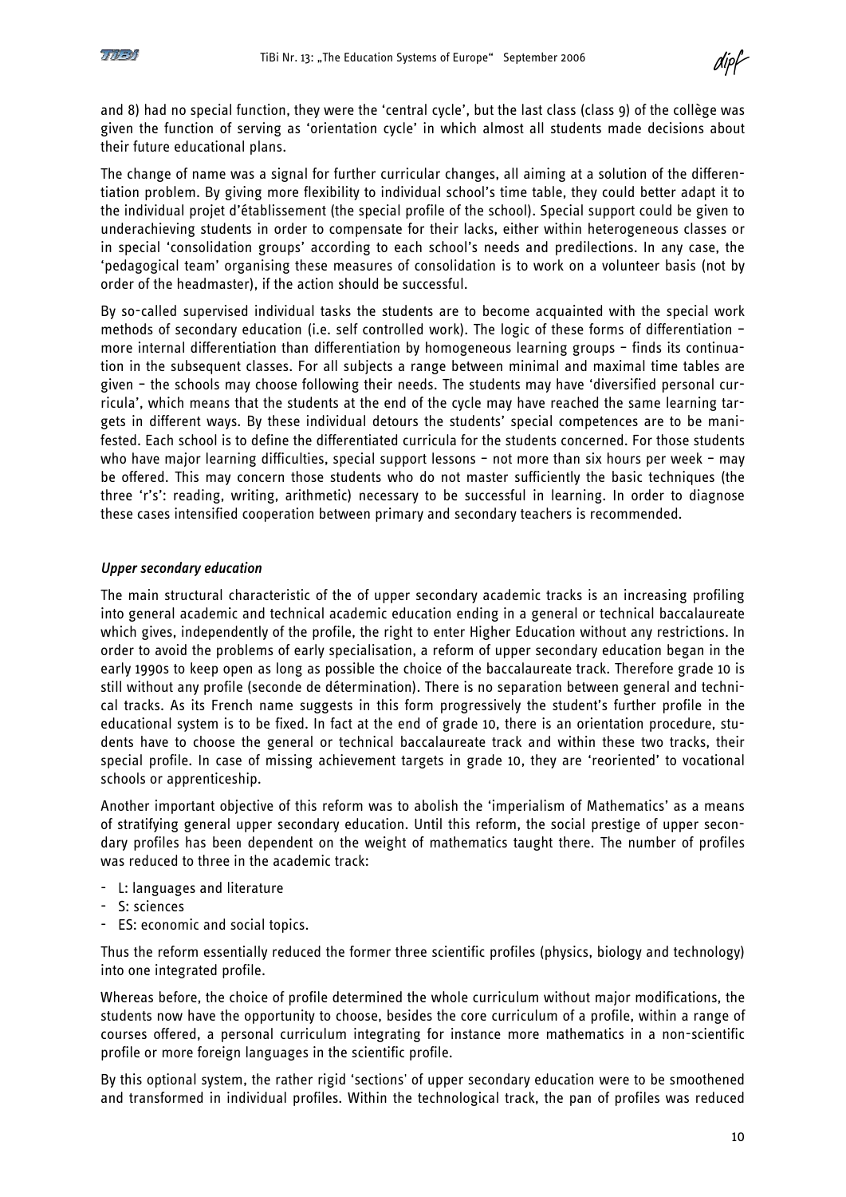and 8) had no special function, they were the 'central cycle', but the last class (class 9) of the collège was given the function of serving as 'orientation cycle' in which almost all students made decisions about their future educational plans.

The change of name was a signal for further curricular changes, all aiming at a solution of the differentiation problem. By giving more flexibility to individual school's time table, they could better adapt it to the individual projet d'établissement (the special profile of the school). Special support could be given to underachieving students in order to compensate for their lacks, either within heterogeneous classes or in special 'consolidation groups' according to each school's needs and predilections. In any case, the 'pedagogical team' organising these measures of consolidation is to work on a volunteer basis (not by order of the headmaster), if the action should be successful.

By so-called supervised individual tasks the students are to become acquainted with the special work methods of secondary education (i.e. self controlled work). The logic of these forms of differentiation – more internal differentiation than differentiation by homogeneous learning groups – finds its continuation in the subsequent classes. For all subjects a range between minimal and maximal time tables are given – the schools may choose following their needs. The students may have 'diversified personal curricula', which means that the students at the end of the cycle may have reached the same learning targets in different ways. By these individual detours the students' special competences are to be manifested. Each school is to define the differentiated curricula for the students concerned. For those students who have major learning difficulties, special support lessons – not more than six hours per week – may be offered. This may concern those students who do not master sufficiently the basic techniques (the three 'r's': reading, writing, arithmetic) necessary to be successful in learning. In order to diagnose these cases intensified cooperation between primary and secondary teachers is recommended.

### *Upper secondary education*

The main structural characteristic of the of upper secondary academic tracks is an increasing profiling into general academic and technical academic education ending in a general or technical baccalaureate which gives, independently of the profile, the right to enter Higher Education without any restrictions. In order to avoid the problems of early specialisation, a reform of upper secondary education began in the early 1990s to keep open as long as possible the choice of the baccalaureate track. Therefore grade 10 is still without any profile (seconde de détermination). There is no separation between general and technical tracks. As its French name suggests in this form progressively the student's further profile in the educational system is to be fixed. In fact at the end of grade 10, there is an orientation procedure, students have to choose the general or technical baccalaureate track and within these two tracks, their special profile. In case of missing achievement targets in grade 10, they are 'reoriented' to vocational schools or apprenticeship.

Another important objective of this reform was to abolish the 'imperialism of Mathematics' as a means of stratifying general upper secondary education. Until this reform, the social prestige of upper secondary profiles has been dependent on the weight of mathematics taught there. The number of profiles was reduced to three in the academic track:

- L: languages and literature
- S: sciences
- ES: economic and social topics.

Thus the reform essentially reduced the former three scientific profiles (physics, biology and technology) into one integrated profile.

Whereas before, the choice of profile determined the whole curriculum without major modifications, the students now have the opportunity to choose, besides the core curriculum of a profile, within a range of courses offered, a personal curriculum integrating for instance more mathematics in a non-scientific profile or more foreign languages in the scientific profile.

By this optional system, the rather rigid 'sections' of upper secondary education were to be smoothened and transformed in individual profiles. Within the technological track, the pan of profiles was reduced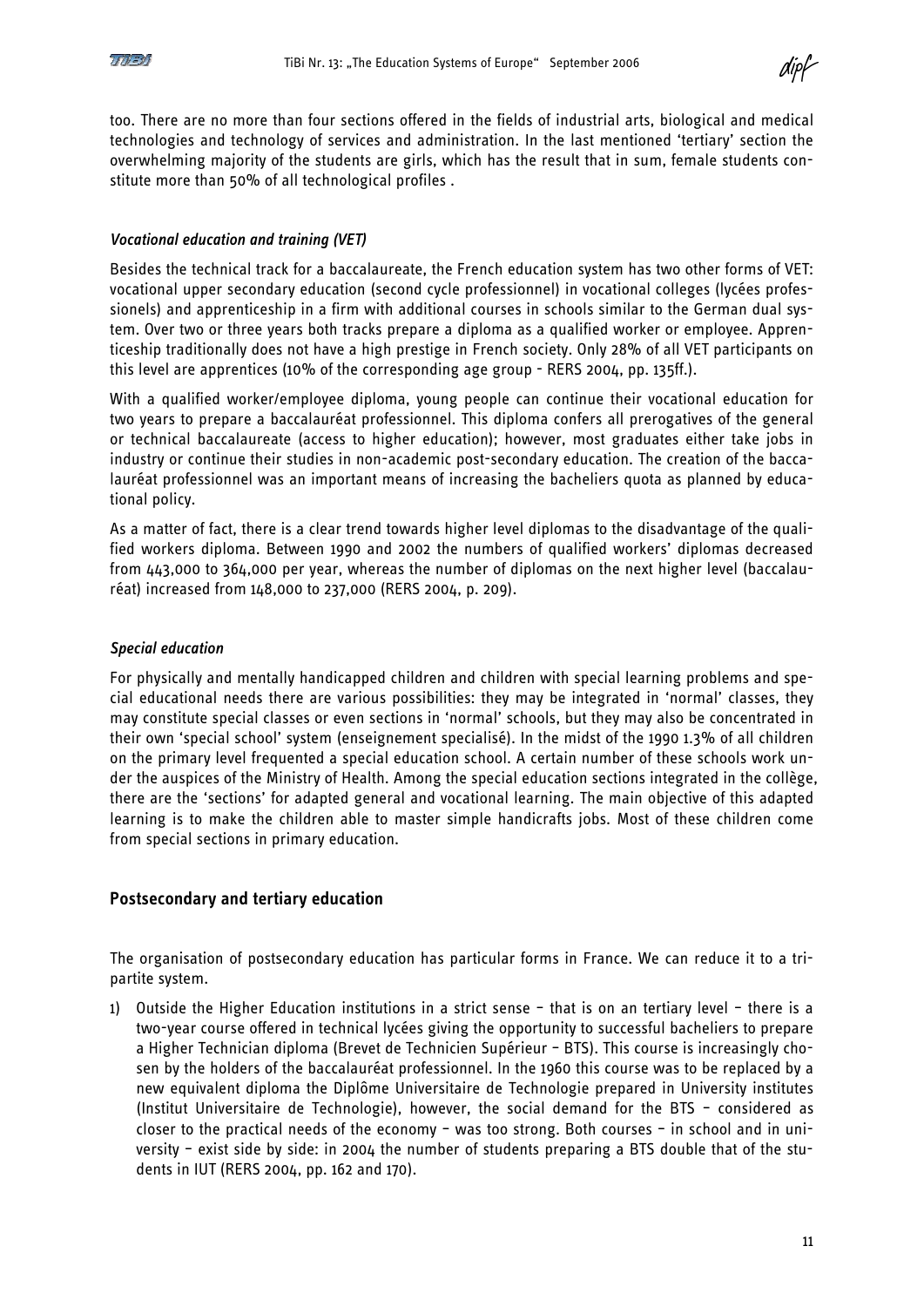too. There are no more than four sections offered in the fields of industrial arts, biological and medical technologies and technology of services and administration. In the last mentioned 'tertiary' section the overwhelming majority of the students are girls, which has the result that in sum, female students constitute more than 50% of all technological profiles .

### *Vocational education and training (VET)*

Besides the technical track for a baccalaureate, the French education system has two other forms of VET: vocational upper secondary education (second cycle professionnel) in vocational colleges (lycées professionels) and apprenticeship in a firm with additional courses in schools similar to the German dual system. Over two or three years both tracks prepare a diploma as a qualified worker or employee. Apprenticeship traditionally does not have a high prestige in French society. Only 28% of all VET participants on this level are apprentices (10% of the corresponding age group - RERS 2004, pp. 135ff.).

With a qualified worker/employee diploma, young people can continue their vocational education for two years to prepare a baccalauréat professionnel. This diploma confers all prerogatives of the general or technical baccalaureate (access to higher education); however, most graduates either take jobs in industry or continue their studies in non-academic post-secondary education. The creation of the baccalauréat professionnel was an important means of increasing the bacheliers quota as planned by educational policy.

As a matter of fact, there is a clear trend towards higher level diplomas to the disadvantage of the qualified workers diploma. Between 1990 and 2002 the numbers of qualified workers' diplomas decreased from 443,000 to 364,000 per year, whereas the number of diplomas on the next higher level (baccalauréat) increased from 148,000 to 237,000 (RERS 2004, p. 209).

### *Special education*

For physically and mentally handicapped children and children with special learning problems and special educational needs there are various possibilities: they may be integrated in 'normal' classes, they may constitute special classes or even sections in 'normal' schools, but they may also be concentrated in their own 'special school' system (enseignement specialisé). In the midst of the 1990 1.3% of all children on the primary level frequented a special education school. A certain number of these schools work under the auspices of the Ministry of Health. Among the special education sections integrated in the collège, there are the 'sections' for adapted general and vocational learning. The main objective of this adapted learning is to make the children able to master simple handicrafts jobs. Most of these children come from special sections in primary education.

## Postsecondary and tertiary education

The organisation of postsecondary education has particular forms in France. We can reduce it to a tripartite system.

1) Outside the Higher Education institutions in a strict sense – that is on an tertiary level – there is a two-year course offered in technical lycées giving the opportunity to successful bacheliers to prepare a Higher Technician diploma (Brevet de Technicien Supérieur – BTS). This course is increasingly chosen by the holders of the baccalauréat professionnel. In the 1960 this course was to be replaced by a new equivalent diploma the Diplôme Universitaire de Technologie prepared in University institutes (Institut Universitaire de Technologie), however, the social demand for the BTS – considered as closer to the practical needs of the economy – was too strong. Both courses – in school and in university – exist side by side: in 2004 the number of students preparing a BTS double that of the students in IUT (RERS 2004, pp. 162 and 170).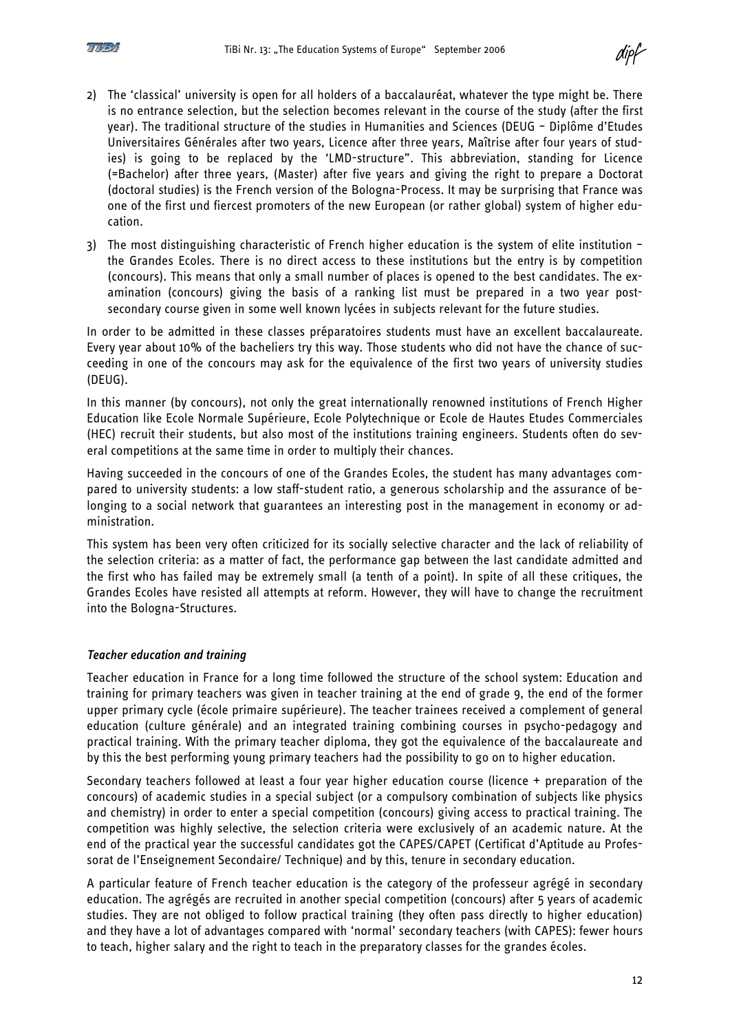2) The 'classical' university is open for all holders of a baccalauréat, whatever the type might be. There is no entrance selection, but the selection becomes relevant in the course of the study (after the first year). The traditional structure of the studies in Humanities and Sciences (DEUG – Diplôme d'Etudes Universitaires Générales after two years, Licence after three years, Maîtrise after four years of studies) is going to be replaced by the 'LMD-structure". This abbreviation, standing for Licence (=Bachelor) after three years, (Master) after five years and giving the right to prepare a Doctorat (doctoral studies) is the French version of the Bologna-Process. It may be surprising that France was one of the first und fiercest promoters of the new European (or rather global) system of higher education.

3) The most distinguishing characteristic of French higher education is the system of elite institution – the Grandes Ecoles. There is no direct access to these institutions but the entry is by competition (concours). This means that only a small number of places is opened to the best candidates. The examination (concours) giving the basis of a ranking list must be prepared in a two year post-secondary course given in some well known lycées in subjects relevant for the future studies.

In order to be admitted in these classes préparatoires students must have an excellent baccalaureate. Every year about 10% of the bacheliers try this way. Those students who did not have the chance of succeeding in one of the concours may ask for the equivalence of the first two years of university studies (DEUG).

In this manner (by concours), not only the great internationally renowned institutions of French Higher Education like Ecole Normale Supérieure, Ecole Polytechnique or Ecole de Hautes Etudes Commerciales (HEC) recruit their students, but also most of the institutions training engineers. Students often do several competitions at the same time in order to multiply their chances.

Having succeeded in the concours of one of the Grandes Ecoles, the student has many advantages compared to university students: a low staff-student ratio, a generous scholarship and the assurance of belonging to a social network that guarantees an interesting post in the management in economy or administration.

This system has been very often criticized for its socially selective character and the lack of reliability of the selection criteria: as a matter of fact, the performance gap between the last candidate admitted and the first who has failed may be extremely small (a tenth of a point). In spite of all these critiques, the Grandes Ecoles have resisted all attempts at reform. However, they will have to change the recruitment into the Bologna-Structures.

### *Teacher education and training*

Teacher education in France for a long time followed the structure of the school system: Education and training for primary teachers was given in teacher training at the end of grade 9, the end of the former upper primary cycle (école primaire supérieure). The teacher trainees received a complement of general education (culture générale) and an integrated training combining courses in psycho-pedagogy and practical training. With the primary teacher diploma, they got the equivalence of the baccalaureate and by this the best performing young primary teachers had the possibility to go on to higher education.

Secondary teachers followed at least a four year higher education course (licence + preparation of the concours) of academic studies in a special subject (or a compulsory combination of subjects like physics and chemistry) in order to enter a special competition (concours) giving access to practical training. The competition was highly selective, the selection criteria were exclusively of an academic nature. At the end of the practical year the successful candidates got the CAPES/CAPET (Certificat d'Aptitude au Professorat de l'Enseignement Secondaire/ Technique) and by this, tenure in secondary education.

A particular feature of French teacher education is the category of the professeur agrégé in secondary education. The agrégés are recruited in another special competition (concours) after 5 years of academic studies. They are not obliged to follow practical training (they often pass directly to higher education) and they have a lot of advantages compared with 'normal' secondary teachers (with CAPES): fewer hours to teach, higher salary and the right to teach in the preparatory classes for the grandes écoles.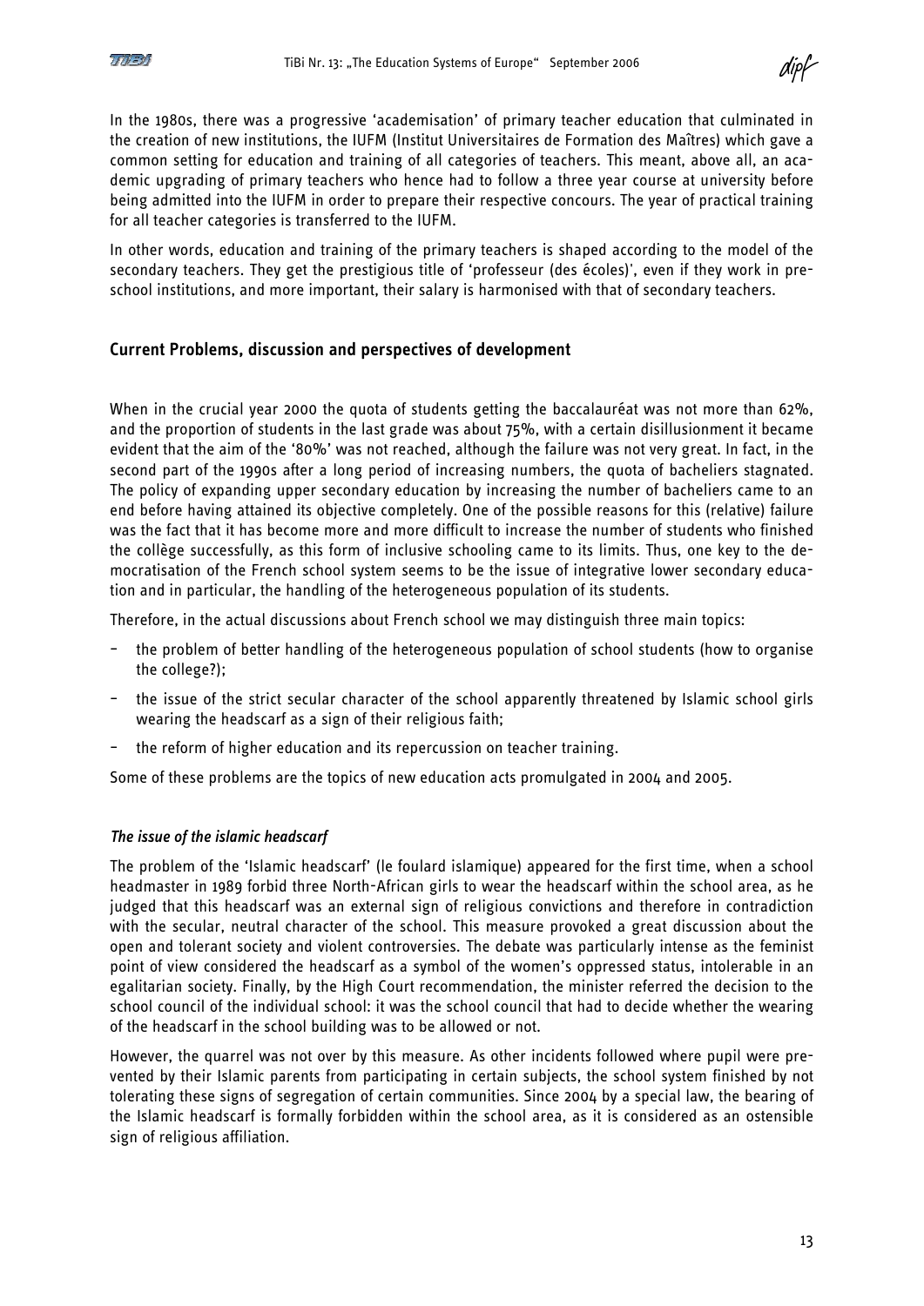In the 1980s, there was a progressive 'academisation' of primary teacher education that culminated in the creation of new institutions, the IUFM (Institut Universitaires de Formation des Maîtres) which gave a common setting for education and training of all categories of teachers. This meant, above all, an academic upgrading of primary teachers who hence had to follow a three year course at university before being admitted into the IUFM in order to prepare their respective concours. The year of practical training for all teacher categories is transferred to the IUFM.

In other words, education and training of the primary teachers is shaped according to the model of the secondary teachers. They get the prestigious title of 'professeur (des écoles)', even if they work in preschool institutions, and more important, their salary is harmonised with that of secondary teachers.

## Current Problems, discussion and perspectives of development

When in the crucial year 2000 the quota of students getting the baccalauréat was not more than 62%, and the proportion of students in the last grade was about 75%, with a certain disillusionment it became evident that the aim of the '80%' was not reached, although the failure was not very great. In fact, in the second part of the 1990s after a long period of increasing numbers, the quota of bacheliers stagnated. The policy of expanding upper secondary education by increasing the number of bacheliers came to an end before having attained its objective completely. One of the possible reasons for this (relative) failure was the fact that it has become more and more difficult to increase the number of students who finished the collège successfully, as this form of inclusive schooling came to its limits. Thus, one key to the democratisation of the French school system seems to be the issue of integrative lower secondary education and in particular, the handling of the heterogeneous population of its students.

Therefore, in the actual discussions about French school we may distinguish three main topics:

- the problem of better handling of the heterogeneous population of school students (how to organise the college?);
- the issue of the strict secular character of the school apparently threatened by Islamic school girls wearing the headscarf as a sign of their religious faith;
- the reform of higher education and its repercussion on teacher training.

Some of these problems are the topics of new education acts promulgated in 2004 and 2005.

### *The issue of the islamic headscarf*

The problem of the 'Islamic headscarf' (le foulard islamique) appeared for the first time, when a school headmaster in 1989 forbid three North-African girls to wear the headscarf within the school area, as he judged that this headscarf was an external sign of religious convictions and therefore in contradiction with the secular, neutral character of the school. This measure provoked a great discussion about the open and tolerant society and violent controversies. The debate was particularly intense as the feminist point of view considered the headscarf as a symbol of the women's oppressed status, intolerable in an egalitarian society. Finally, by the High Court recommendation, the minister referred the decision to the school council of the individual school: it was the school council that had to decide whether the wearing of the headscarf in the school building was to be allowed or not.

However, the quarrel was not over by this measure. As other incidents followed where pupil were prevented by their Islamic parents from participating in certain subjects, the school system finished by not tolerating these signs of segregation of certain communities. Since 2004 by a special law, the bearing of the Islamic headscarf is formally forbidden within the school area, as it is considered as an ostensible sign of religious affiliation.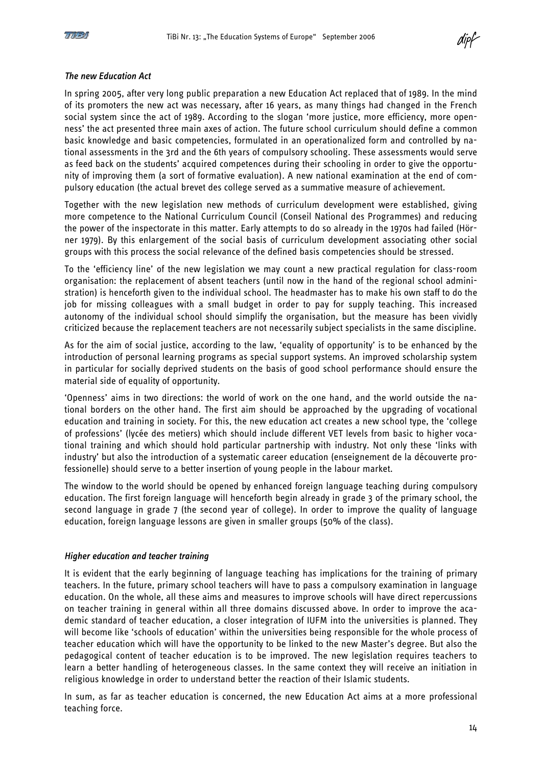### *The new Education Act*

In spring 2005, after very long public preparation a new Education Act replaced that of 1989. In the mind of its promoters the new act was necessary, after 16 years, as many things had changed in the French social system since the act of 1989. According to the slogan 'more justice, more efficiency, more openness' the act presented three main axes of action. The future school curriculum should define a common basic knowledge and basic competencies, formulated in an operationalized form and controlled by national assessments in the 3rd and the 6th years of compulsory schooling. These assessments would serve as feed back on the students' acquired competences during their schooling in order to give the opportunity of improving them (a sort of formative evaluation). A new national examination at the end of compulsory education (the actual brevet des college served as a summative measure of achievement.

Together with the new legislation new methods of curriculum development were established, giving more competence to the National Curriculum Council (Conseil National des Programmes) and reducing the power of the inspectorate in this matter. Early attempts to do so already in the 1970s had failed (Hörner 1979). By this enlargement of the social basis of curriculum development associating other social groups with this process the social relevance of the defined basis competencies should be stressed.

To the 'efficiency line' of the new legislation we may count a new practical regulation for class-room organisation: the replacement of absent teachers (until now in the hand of the regional school administration) is henceforth given to the individual school. The headmaster has to make his own staff to do the job for missing colleagues with a small budget in order to pay for supply teaching. This increased autonomy of the individual school should simplify the organisation, but the measure has been vividly criticized because the replacement teachers are not necessarily subject specialists in the same discipline.

As for the aim of social justice, according to the law, 'equality of opportunity' is to be enhanced by the introduction of personal learning programs as special support systems. An improved scholarship system in particular for socially deprived students on the basis of good school performance should ensure the material side of equality of opportunity.

'Openness' aims in two directions: the world of work on the one hand, and the world outside the national borders on the other hand. The first aim should be approached by the upgrading of vocational education and training in society. For this, the new education act creates a new school type, the 'college of professions' (lycée des metiers) which should include different VET levels from basic to higher vocational training and which should hold particular partnership with industry. Not only these 'links with industry' but also the introduction of a systematic career education (enseignement de la découverte professionelle) should serve to a better insertion of young people in the labour market.

The window to the world should be opened by enhanced foreign language teaching during compulsory education. The first foreign language will henceforth begin already in grade 3 of the primary school, the second language in grade 7 (the second year of college). In order to improve the quality of language education, foreign language lessons are given in smaller groups (50% of the class).

### *Higher education and teacher training*

It is evident that the early beginning of language teaching has implications for the training of primary teachers. In the future, primary school teachers will have to pass a compulsory examination in language education. On the whole, all these aims and measures to improve schools will have direct repercussions on teacher training in general within all three domains discussed above. In order to improve the academic standard of teacher education, a closer integration of IUFM into the universities is planned. They will become like 'schools of education' within the universities being responsible for the whole process of teacher education which will have the opportunity to be linked to the new Master's degree. But also the pedagogical content of teacher education is to be improved. The new legislation requires teachers to learn a better handling of heterogeneous classes. In the same context they will receive an initiation in religious knowledge in order to understand better the reaction of their Islamic students.

In sum, as far as teacher education is concerned, the new Education Act aims at a more professional teaching force.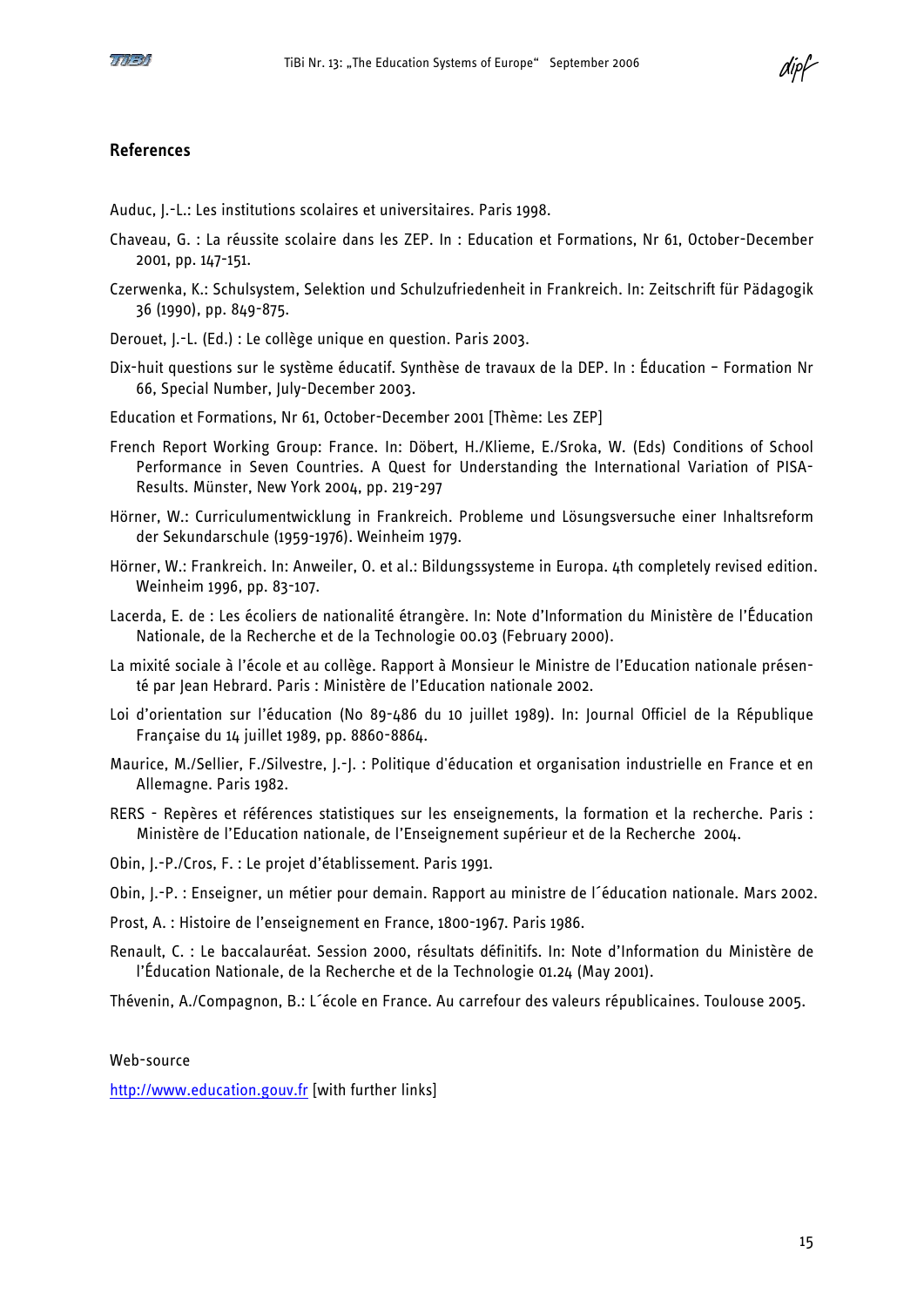## References

Auduc, J.-L.: Les institutions scolaires et universitaires. Paris 1998.

Chaveau, G. : La réussite scolaire dans les ZEP. In : Education et Formations, Nr 61, October-December 2001, pp. 147-151.

Czerwenka, K.: Schulsystem, Selektion und Schulzufriedenheit in Frankreich. In: Zeitschrift für Pädagogik 36 (1990), pp. 849-875.

Derouet, J.-L. (Ed.) : Le collège unique en question. Paris 2003.

Dix-huit questions sur le système éducatif. Synthèse de travaux de la DEP. In : Éducation – Formation Nr 66, Special Number, July-December 2003.

Education et Formations, Nr 61, October-December 2001 [Thème: Les ZEP]

French Report Working Group: France. In: Döbert, H./Klieme, E./Sroka, W. (Eds) Conditions of School Performance in Seven Countries. A Quest for Understanding the International Variation of PISA-Results. Münster, New York 2004, pp. 219-297

Hörner, W.: Curriculumentwicklung in Frankreich. Probleme und Lösungsversuche einer Inhaltsreform der Sekundarschule (1959-1976). Weinheim 1979.

Hörner, W.: Frankreich. In: Anweiler, O. et al.: Bildungssysteme in Europa. 4th completely revised edition. Weinheim 1996, pp. 83-107.

Lacerda, E. de : Les écoliers de nationalité étrangère. In: Note d'Information du Ministère de l'Éducation Nationale, de la Recherche et de la Technologie 00.03 (February 2000).

La mixité sociale à l'école et au collège. Rapport à Monsieur le Ministre de l'Education nationale présenté par Jean Hebrard. Paris : Ministère de l'Education nationale 2002.

Loi d'orientation sur l'éducation (No 89-486 du 10 juillet 1989). In: Journal Officiel de la République Française du 14 juillet 1989, pp. 8860-8864.

Maurice, M./Sellier, F./Silvestre, J.-J. : Politique d'éducation et organisation industrielle en France et en Allemagne. Paris 1982.

RERS - Repères et références statistiques sur les enseignements, la formation et la recherche. Paris : Ministère de l'Education nationale, de l'Enseignement supérieur et de la Recherche 2004.

Obin, J.-P./Cros, F. : Le projet d'établissement. Paris 1991.

Obin, J.-P. : Enseigner, un métier pour demain. Rapport au ministre de l´éducation nationale. Mars 2002.

Prost, A. : Histoire de l'enseignement en France, 1800-1967. Paris 1986.

Renault, C. : Le baccalauréat. Session 2000, résultats définitifs. In: Note d'Information du Ministère de l'Éducation Nationale, de la Recherche et de la Technologie 01.24 (May 2001).

Thévenin, A./Compagnon, B.: L´école en France. Au carrefour des valeurs républicaines. Toulouse 2005.

Web-source

http://www.education.gouv.fr [with further links]